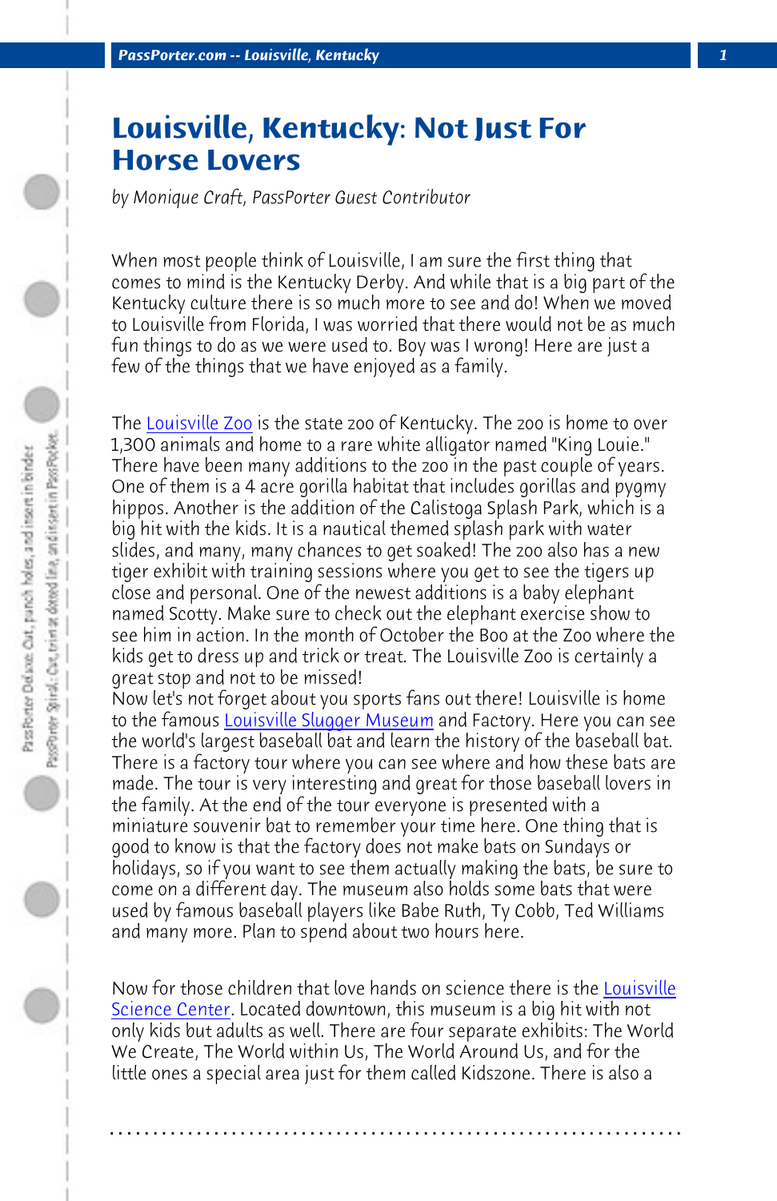# Louisville, Kentucky: Not Just For Horse Lovers

*by Monique Craft, PassPorter Guest Contributor*

When most people think of Louisville, I am sure the first thing that comes to mind is the Kentucky Derby. And while that is a big part of the Kentucky culture there is so much more to see and do! When we moved to Louisville from Florida, I was worried that there would not be as much fun things to do as we were used to. Boy was I wrong! Here are just a few of the things that we have enjoyed as a family.

The Louisville Zoo is the state zoo of Kentucky. The zoo is home to over 1,300 animals and home to a rare white alligator named "King Louie." There have been many additions to the zoo in the past couple of years. One of them is a 4 acre gorilla habitat that includes gorillas and pygmy hippos. Another is the addition of the Calistoga Splash Park, which is a big hit with the kids. It is a nautical themed splash park with water slides, and many, many chances to get soaked! The zoo also has a new tiger exhibit with training sessions where you get to see the tigers up close and personal. One of the newest additions is a baby elephant named Scotty. Make sure to check out the elephant exercise show to see him in action. In the month of October the Boo at the Zoo where the kids get to dress up and trick or treat. The Louisville Zoo is certainly a great stop and not to be missed!

Now let's not forget about you sports fans out there! Louisville is home to the famous Louisville Slugger Museum and Factory. Here you can see the world's largest baseball bat and learn the history of the baseball bat. There is a factory tour where you can see where and how these bats are made. The tour is very interesting and great for those baseball lovers in the family. At the end of the tour everyone is presented with a miniature souvenir bat to remember your time here. One thing that is good to know is that the factory does not make bats on Sundays or holidays, so if you want to see them actually making the bats, be sure to come on a different day. The museum also holds some bats that were used by famous baseball players like Babe Ruth, Ty Cobb, Ted Williams and many more. Plan to spend about two hours here.

Now for those children that love hands on science there is the Louisville Science Center. Located downtown, this museum is a big hit with not only kids but adults as well. There are four separate exhibits: The World We Create, The World within Us, The World Around Us, and for the little ones a special area just for them called Kidszone. There is also a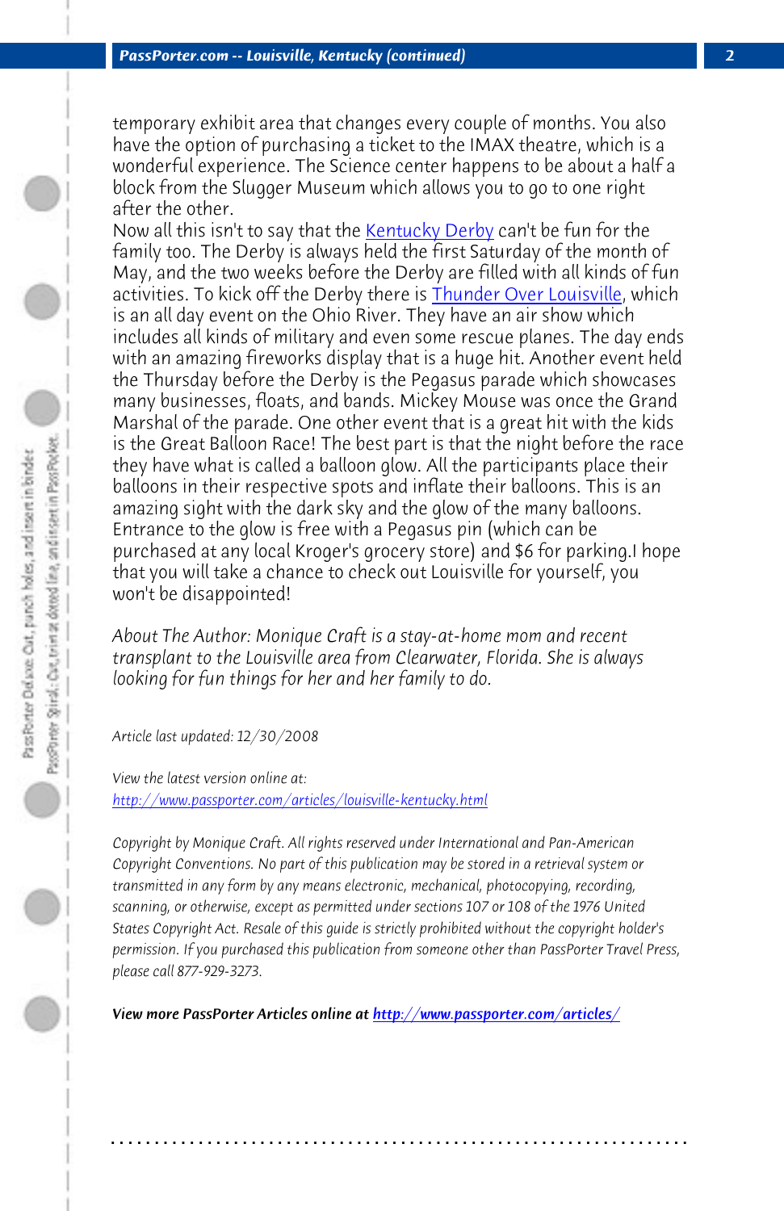temporary exhibit area that changes every couple of months. You also have the option of purchasing a ticket to the IMAX theatre, which is a wonderful experience. The Science center happens to be about a half a block from the Slugger Museum which allows you to go to one right after the other.

Now all this isn't to say that the Kentucky Derby can't be fun for the family too. The Derby is always held the first Saturday of the month of May, and the two weeks before the Derby are filled with all kinds of fun activities. To kick off the Derby there is Thunder Over Louisville, which is an all day event on the Ohio River. They have an air show which includes all kinds of military and even some rescue planes. The day ends with an amazing fireworks display that is a huge hit. Another event held the Thursday before the Derby is the Pegasus parade which showcases many businesses, floats, and bands. Mickey Mouse was once the Grand Marshal of the parade. One other event that is a great hit with the kids is the Great Balloon Race! The best part is that the night before the race they have what is called a balloon glow. All the participants place their balloons in their respective spots and inflate their balloons. This is an amazing sight with the dark sky and the glow of the many balloons. Entrance to the glow is free with a Pegasus pin (which can be purchased at any local Kroger's grocery store) and $6 for parking.I hope that you will take a chance to check out Louisville for yourself, you won't be disappointed!

*About The Author: Monique Craft is a stay-at-home mom and recent transplant to the Louisville area from Clearwater, Florida. She is always looking for fun things for her and her family to do.*

*Article last updated: 12/30/2008*

*View the latest version online at:*
*http://www.passporter.com/articles/louisville-kentucky.html*

*Copyright by Monique Craft. All rights reserved under International and Pan-American Copyright Conventions. No part of this publication may be stored in a retrieval system or transmitted in any form by any means electronic, mechanical, photocopying, recording, scanning, or otherwise, except as permitted under sections 107 or 108 of the 1976 United States Copyright Act. Resale of this guide is strictly prohibited without the copyright holder's permission. If you purchased this publication from someone other than PassPorter Travel Press, please call 877-929-3273.*

***View more PassPorter Articles online at http://www.passporter.com/articles/***